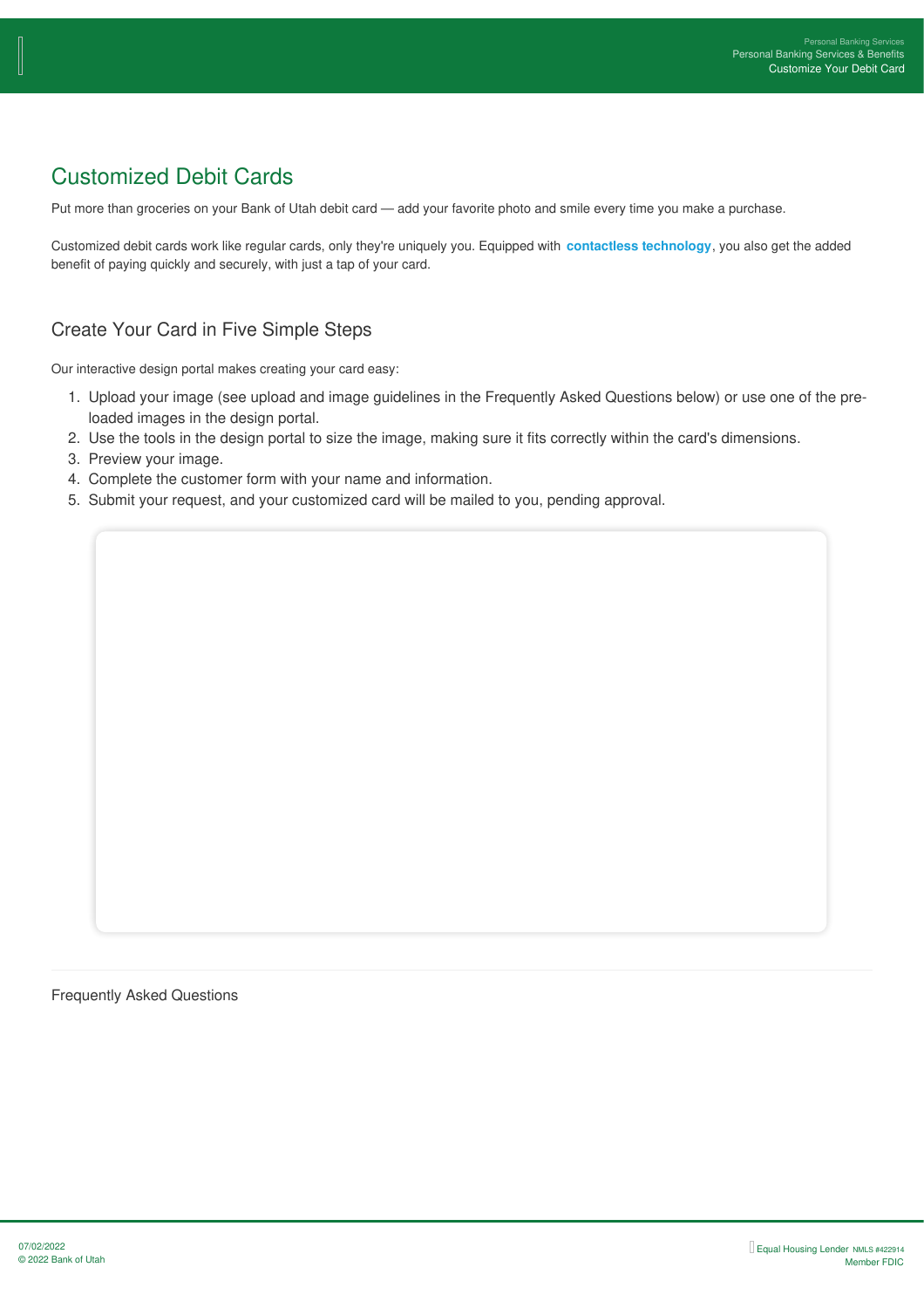# Customized Debit Cards

Put more than groceries on your Bank of Utah debit card — add your favorite photo and smile every time you make a purchase.

Customized debit cards work like regular cards, only they're uniquely you. Equipped with **contactless technology**, you also get the added benefit of paying quickly and securely, with just a tap of your card.

## Create Your Card in Five Simple Steps

Our interactive design portal makes creating your card easy:

1. Upload your image (see upload and image guidelines in the Frequently Asked Questions below) or use one of the pre-loaded images in the design portal.
2. Use the tools in the design portal to size the image, making sure it fits correctly within the card's dimensions.
3. Preview your image.
4. Complete the customer form with your name and information.
5. Submit your request, and your customized card will be mailed to you, pending approval.

Frequently Asked Questions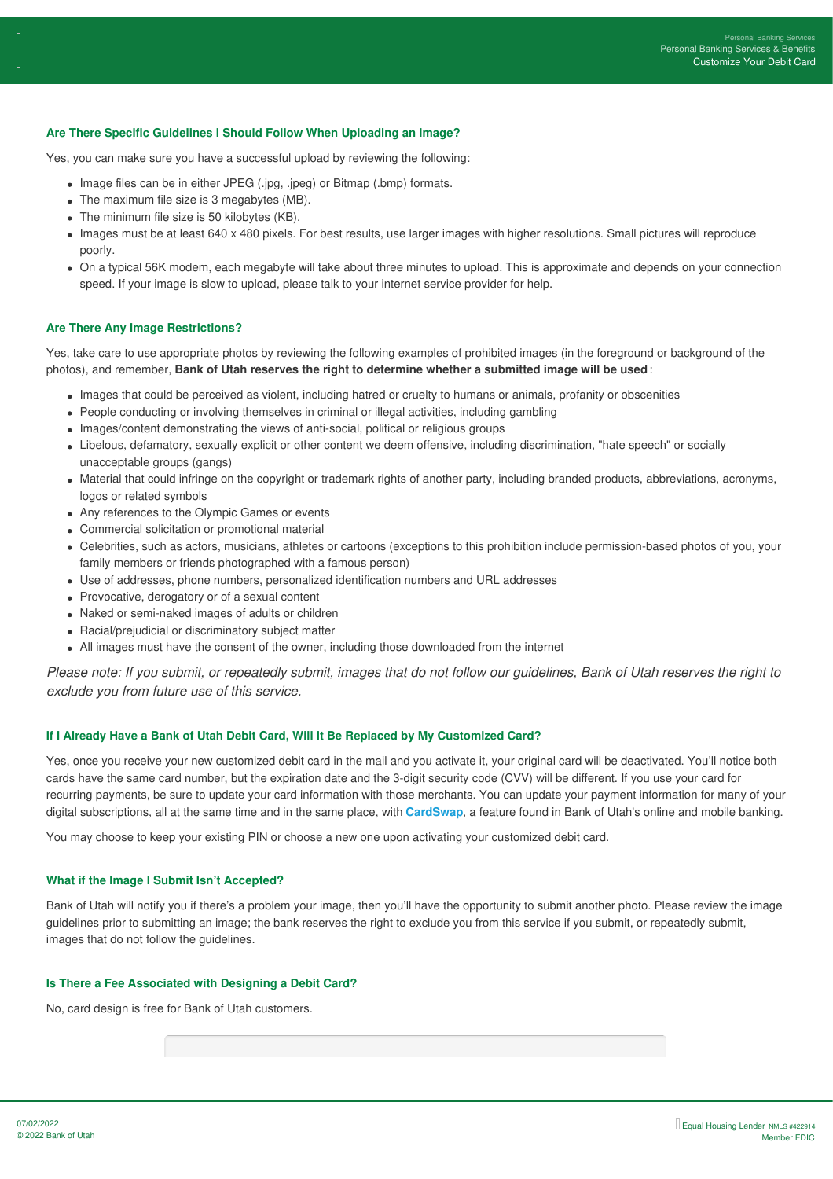### Are There Specific Guidelines I Should Follow When Uploading an Image?

Yes, you can make sure you have a successful upload by reviewing the following:

- Image files can be in either JPEG (.jpg, .jpeg) or Bitmap (.bmp) formats.
- The maximum file size is 3 megabytes (MB).
- The minimum file size is 50 kilobytes (KB).
- Images must be at least 640 x 480 pixels. For best results, use larger images with higher resolutions. Small pictures will reproduce poorly.
- On a typical 56K modem, each megabyte will take about three minutes to upload. This is approximate and depends on your connection speed. If your image is slow to upload, please talk to your internet service provider for help.

### Are There Any Image Restrictions?

Yes, take care to use appropriate photos by reviewing the following examples of prohibited images (in the foreground or background of the photos), and remember, **Bank of Utah reserves the right to determine whether a submitted image will be used**:

- Images that could be perceived as violent, including hatred or cruelty to humans or animals, profanity or obscenities
- People conducting or involving themselves in criminal or illegal activities, including gambling
- Images/content demonstrating the views of anti-social, political or religious groups
- Libelous, defamatory, sexually explicit or other content we deem offensive, including discrimination, "hate speech" or socially unacceptable groups (gangs)
- Material that could infringe on the copyright or trademark rights of another party, including branded products, abbreviations, acronyms, logos or related symbols
- Any references to the Olympic Games or events
- Commercial solicitation or promotional material
- Celebrities, such as actors, musicians, athletes or cartoons (exceptions to this prohibition include permission-based photos of you, your family members or friends photographed with a famous person)
- Use of addresses, phone numbers, personalized identification numbers and URL addresses
- Provocative, derogatory or of a sexual content
- Naked or semi-naked images of adults or children
- Racial/prejudicial or discriminatory subject matter
- All images must have the consent of the owner, including those downloaded from the internet

*Please note: If you submit, or repeatedly submit, images that do not follow our guidelines, Bank of Utah reserves the right to exclude you from future use of this service.*

### If I Already Have a Bank of Utah Debit Card, Will It Be Replaced by My Customized Card?

Yes, once you receive your new customized debit card in the mail and you activate it, your original card will be deactivated. You'll notice both cards have the same card number, but the expiration date and the 3-digit security code (CVV) will be different. If you use your card for recurring payments, be sure to update your card information with those merchants. You can update your payment information for many of your digital subscriptions, all at the same time and in the same place, with **CardSwap**, a feature found in Bank of Utah's online and mobile banking.

You may choose to keep your existing PIN or choose a new one upon activating your customized debit card.

### What if the Image I Submit Isn't Accepted?

Bank of Utah will notify you if there's a problem your image, then you'll have the opportunity to submit another photo. Please review the image guidelines prior to submitting an image; the bank reserves the right to exclude you from this service if you submit, or repeatedly submit, images that do not follow the guidelines.

### Is There a Fee Associated with Designing a Debit Card?

No, card design is free for Bank of Utah customers.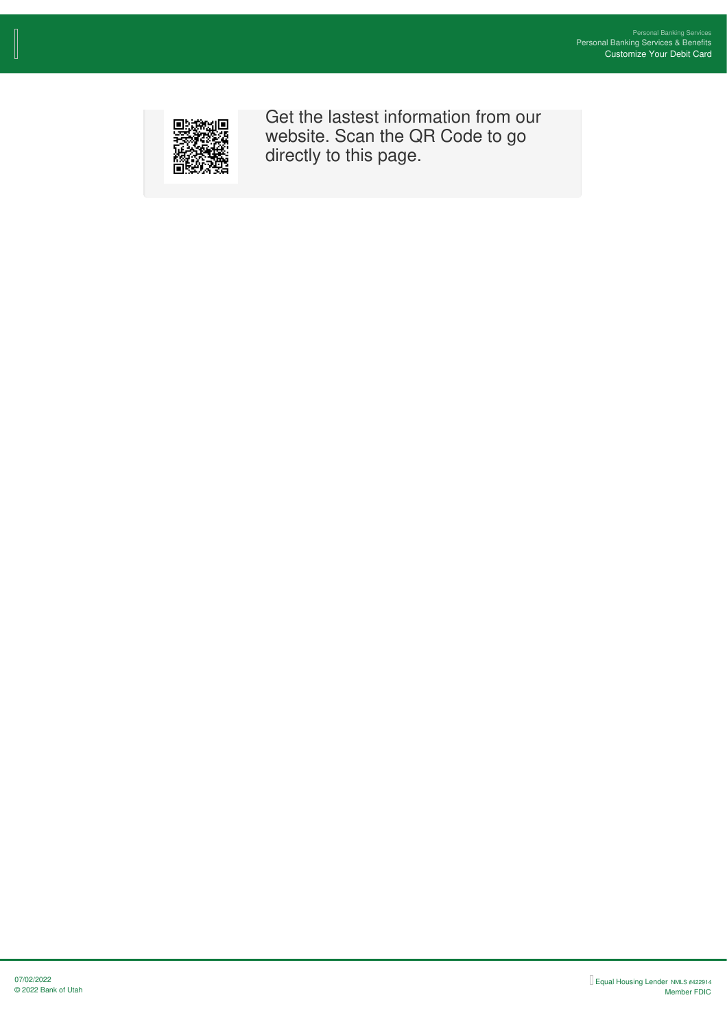Get the lastest information from our website. Scan the QR Code to go directly to this page.